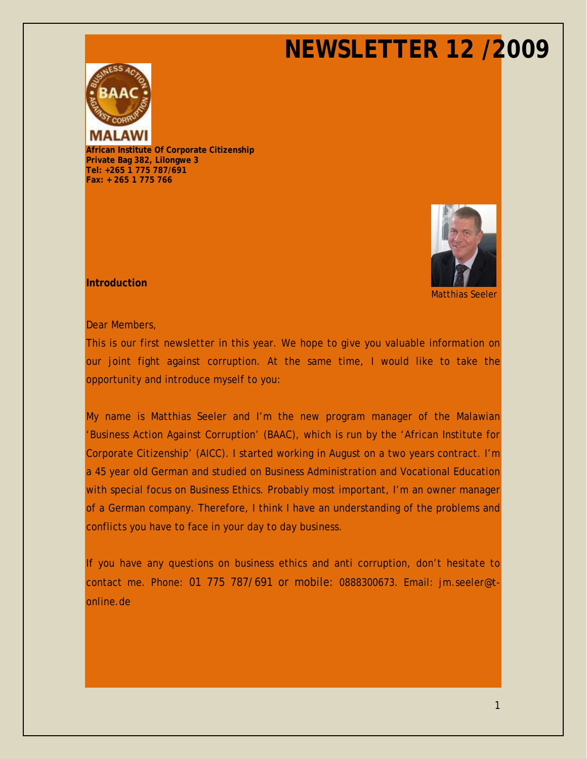# NEWSLETTER 12 /2009

**African Institute Of Corporate Citizenship**
**Private Bag 382, Lilongwe 3**
**Tel: +265 1 775 787/691**
**Fax: + 265 1 775 766**

Matthias Seeler

**Introduction**

Dear Members,

This is our first newsletter in this year. We hope to give you valuable information on our joint fight against corruption. At the same time, I would like to take the opportunity and introduce myself to you:

My name is Matthias Seeler and I'm the new program manager of the Malawian 'Business Action Against Corruption' (BAAC), which is run by the 'African Institute for Corporate Citizenship' (AICC). I started working in August on a two years contract. I'm a 45 year old German and studied on Business Administration and Vocational Education with special focus on Business Ethics. Probably most important, I'm an owner manager of a German company. Therefore, I think I have an understanding of the problems and conflicts you have to face in your day to day business.

If you have any questions on business ethics and anti corruption, don't hesitate to contact me. Phone: 01 775 787/691 or mobile: 0888300673. Email: jm.seeler@t-online.de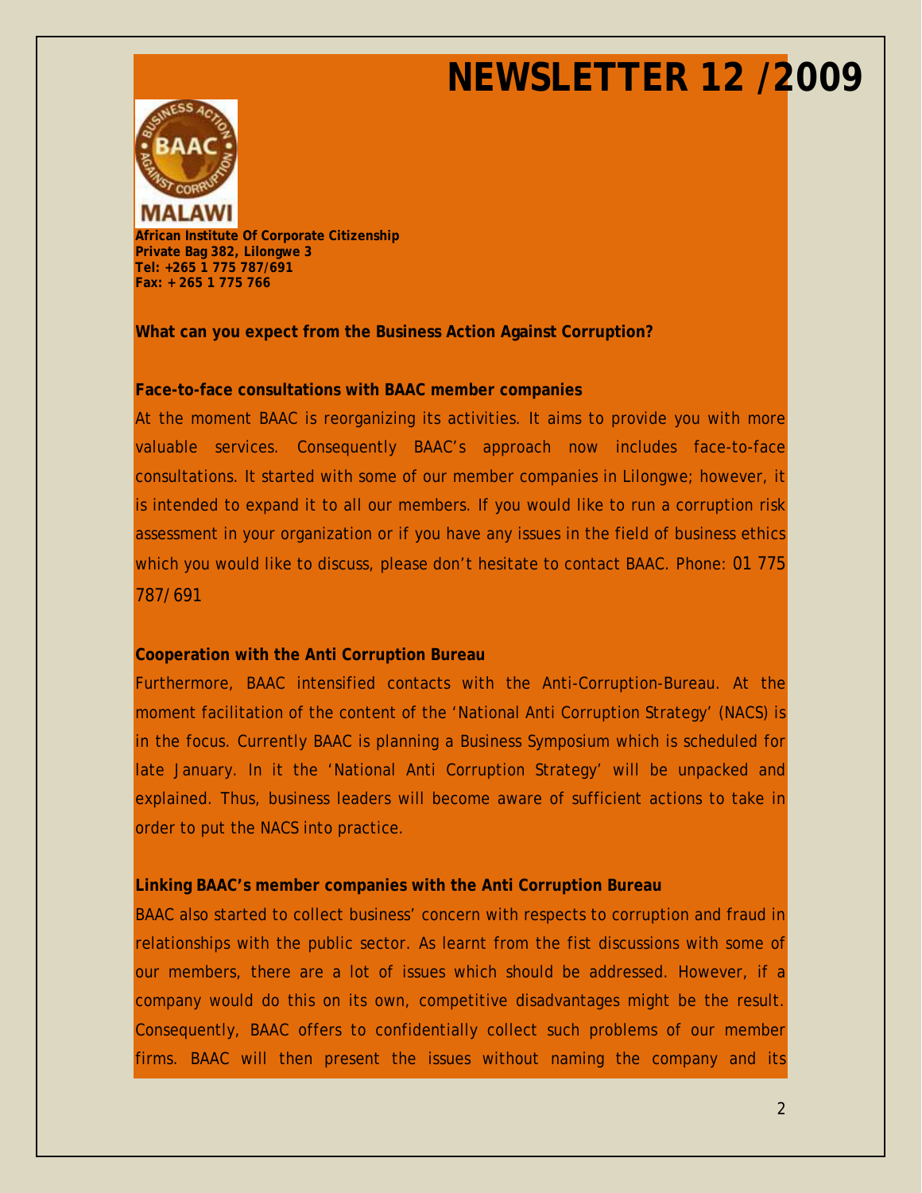# NEWSLETTER 12 /2009

MALAWI

**African Institute Of Corporate Citizenship**
**Private Bag 382, Lilongwe 3**
**Tel: +265 1 775 787/691**
**Fax: + 265 1 775 766**

**What can you expect from the Business Action Against Corruption?**

**Face-to-face consultations with BAAC member companies**

At the moment BAAC is reorganizing its activities. It aims to provide you with more valuable services. Consequently BAAC's approach now includes face-to-face consultations. It started with some of our member companies in Lilongwe; however, it is intended to expand it to all our members. If you would like to run a corruption risk assessment in your organization or if you have any issues in the field of business ethics which you would like to discuss, please don't hesitate to contact BAAC. Phone: 01 775 787/691

**Cooperation with the Anti Corruption Bureau**

Furthermore, BAAC intensified contacts with the Anti-Corruption-Bureau. At the moment facilitation of the content of the 'National Anti Corruption Strategy' (NACS) is in the focus. Currently BAAC is planning a Business Symposium which is scheduled for late January. In it the 'National Anti Corruption Strategy' will be unpacked and explained. Thus, business leaders will become aware of sufficient actions to take in order to put the NACS into practice.

**Linking BAAC's member companies with the Anti Corruption Bureau**

BAAC also started to collect business' concern with respects to corruption and fraud in relationships with the public sector. As learnt from the fist discussions with some of our members, there are a lot of issues which should be addressed. However, if a company would do this on its own, competitive disadvantages might be the result. Consequently, BAAC offers to confidentially collect such problems of our member firms. BAAC will then present the issues without naming the company and its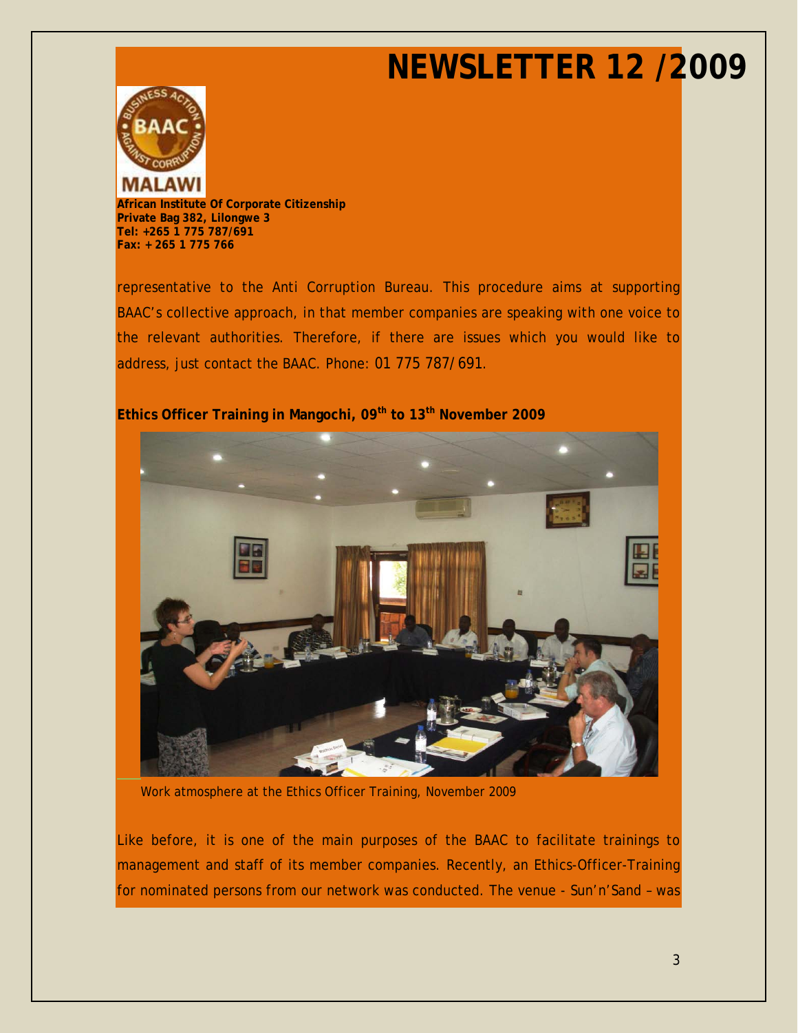representative to the Anti Corruption Bureau. This procedure aims at supporting BAAC's collective approach, in that member companies are speaking with one voice to the relevant authorities. Therefore, if there are issues which you would like to address, just contact the BAAC. Phone: 01 775 787/ 691.

**Ethics Officer Training in Mangochi, 09th to 13th November 2009**

Work atmosphere at the Ethics Officer Training, November 2009

Like before, it is one of the main purposes of the BAAC to facilitate trainings to management and staff of its member companies. Recently, an Ethics-Officer-Training for nominated persons from our network was conducted. The venue - Sun'n'Sand – was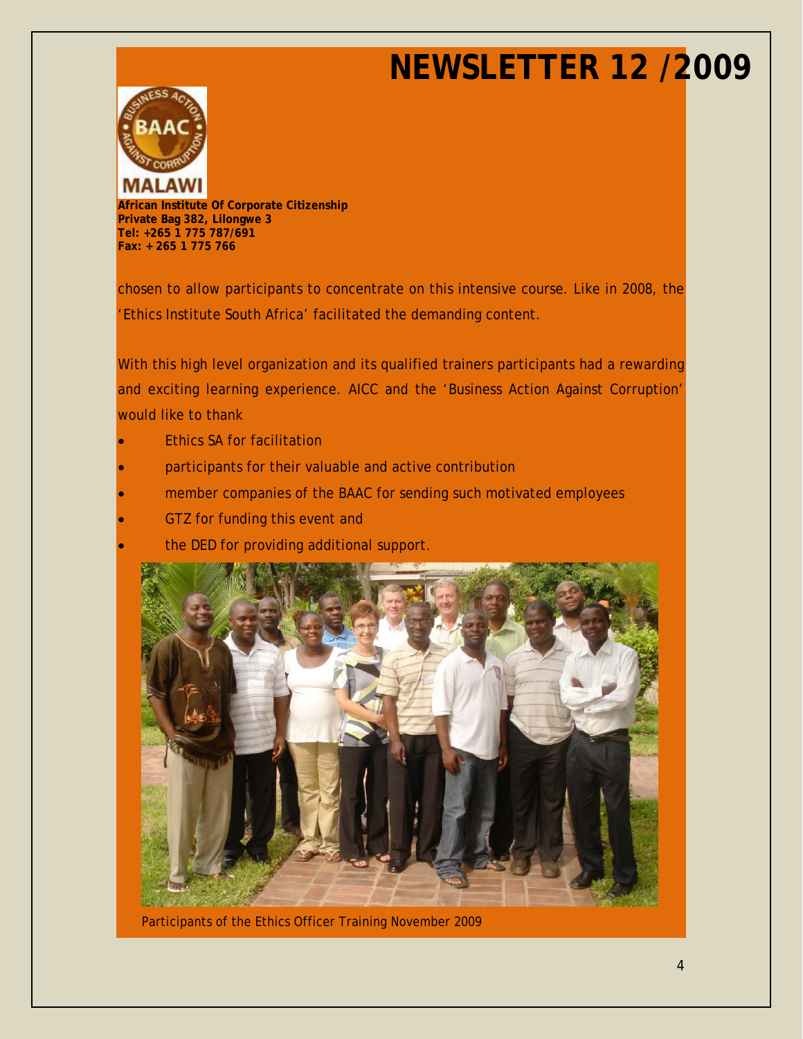# NEWSLETTER 12 /2009

**African Institute Of Corporate Citizenship**
**Private Bag 382, Lilongwe 3**
**Tel: +265 1 775 787/691**
**Fax: + 265 1 775 766**

chosen to allow participants to concentrate on this intensive course. Like in 2008, the 'Ethics Institute South Africa' facilitated the demanding content.

With this high level organization and its qualified trainers participants had a rewarding and exciting learning experience. AICC and the 'Business Action Against Corruption' would like to thank

- Ethics SA for facilitation
- participants for their valuable and active contribution
- member companies of the BAAC for sending such motivated employees
- GTZ for funding this event and
- the DED for providing additional support.

Participants of the Ethics Officer Training November 2009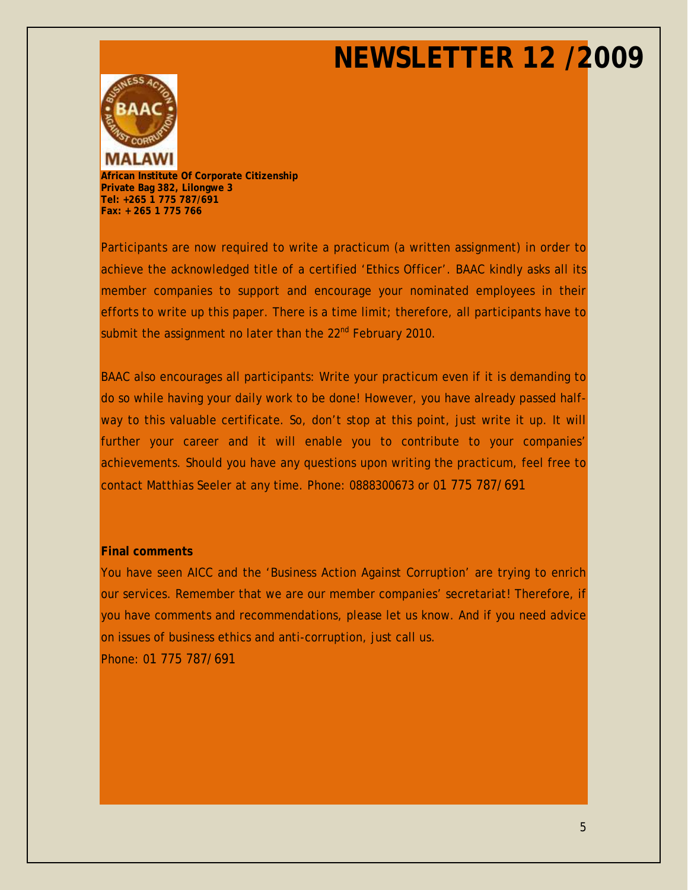# NEWSLETTER 12 /2009

**African Institute Of Corporate Citizenship**
**Private Bag 382, Lilongwe 3**
**Tel: +265 1 775 787/691**
**Fax: + 265 1 775 766**

Participants are now required to write a practicum (a written assignment) in order to achieve the acknowledged title of a certified 'Ethics Officer'. BAAC kindly asks all its member companies to support and encourage your nominated employees in their efforts to write up this paper. There is a time limit; therefore, all participants have to submit the assignment no later than the 22nd February 2010.

BAAC also encourages all participants: Write your practicum even if it is demanding to do so while having your daily work to be done! However, you have already passed half-way to this valuable certificate. So, don't stop at this point, just write it up. It will further your career and it will enable you to contribute to your companies' achievements. Should you have any questions upon writing the practicum, feel free to contact Matthias Seeler at any time. Phone: 0888300673 or 01 775 787/691

**Final comments**

You have seen AICC and the 'Business Action Against Corruption' are trying to enrich our services. Remember that we are our member companies' secretariat! Therefore, if you have comments and recommendations, please let us know. And if you need advice on issues of business ethics and anti-corruption, just call us.

Phone: 01 775 787/691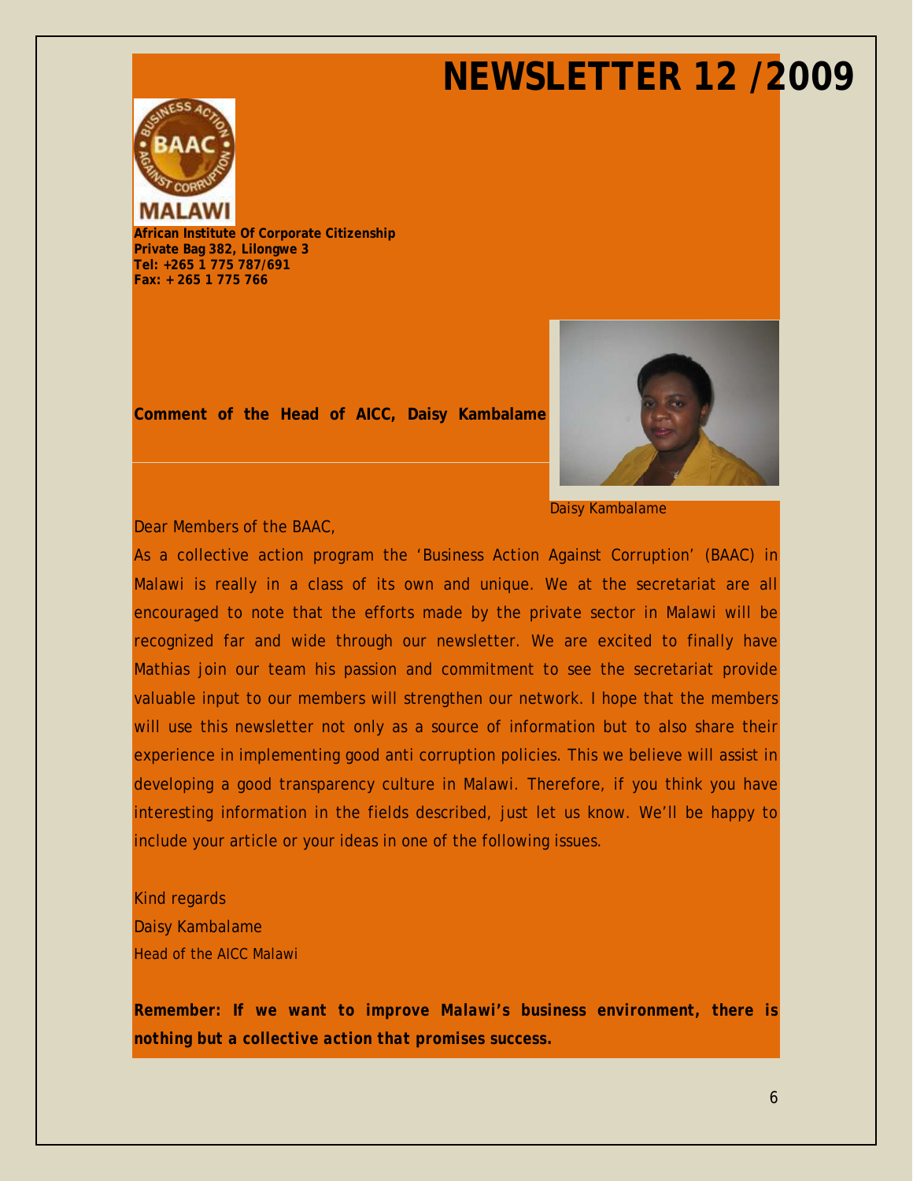# NEWSLETTER 12 /2009

**African Institute Of Corporate Citizenship**
**Private Bag 382, Lilongwe 3**
**Tel: +265 1 775 787/691**
**Fax: + 265 1 775 766**

**Comment of the Head of AICC, Daisy Kambalame**

Daisy Kambalame

Dear Members of the BAAC,

As a collective action program the 'Business Action Against Corruption' (BAAC) in Malawi is really in a class of its own and unique. We at the secretariat are all encouraged to note that the efforts made by the private sector in Malawi will be recognized far and wide through our newsletter. We are excited to finally have Mathias join our team his passion and commitment to see the secretariat provide valuable input to our members will strengthen our network. I hope that the members will use this newsletter not only as a source of information but to also share their experience in implementing good anti corruption policies. This we believe will assist in developing a good transparency culture in Malawi. Therefore, if you think you have interesting information in the fields described, just let us know. We'll be happy to include your article or your ideas in one of the following issues.

Kind regards
Daisy Kambalame
Head of the AICC Malawi

***Remember: If we want to improve Malawi's business environment, there is nothing but a collective action that promises success.***